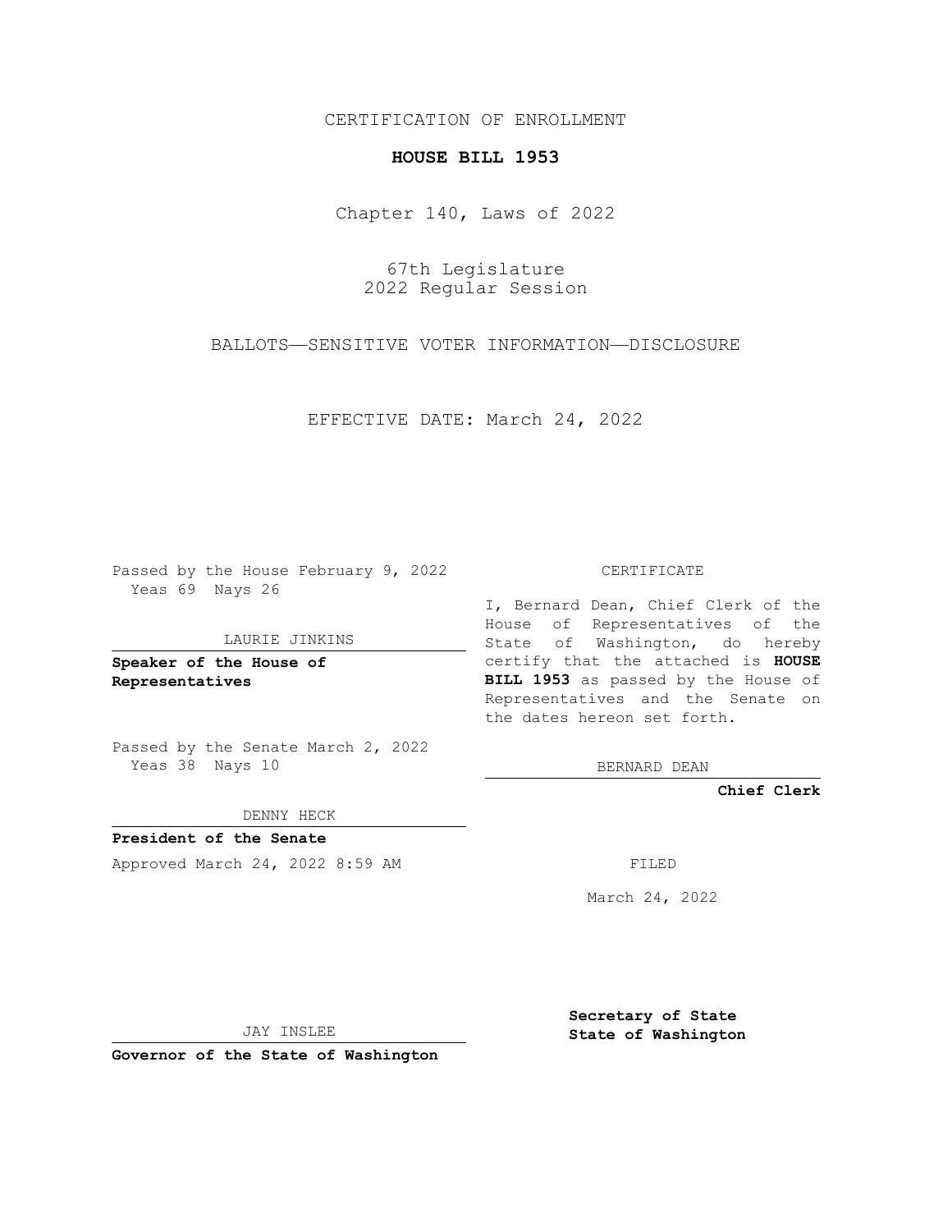CERTIFICATION OF ENROLLMENT

# HOUSE BILL 1953

Chapter 140, Laws of 2022

67th Legislature
2022 Regular Session

BALLOTS—SENSITIVE VOTER INFORMATION—DISCLOSURE

EFFECTIVE DATE: March 24, 2022

Passed by the House February 9, 2022
Yeas 69 Nays 26

LAURIE JINKINS

**Speaker of the House of Representatives**

Passed by the Senate March 2, 2022
Yeas 38 Nays 10

DENNY HECK

**President of the Senate**

Approved March 24, 2022 8:59 AM

JAY INSLEE

**Governor of the State of Washington**

CERTIFICATE

I, Bernard Dean, Chief Clerk of the House of Representatives of the State of Washington, do hereby certify that the attached is **HOUSE BILL 1953** as passed by the House of Representatives and the Senate on the dates hereon set forth.

BERNARD DEAN

**Chief Clerk**

FILED

March 24, 2022

**Secretary of State**
**State of Washington**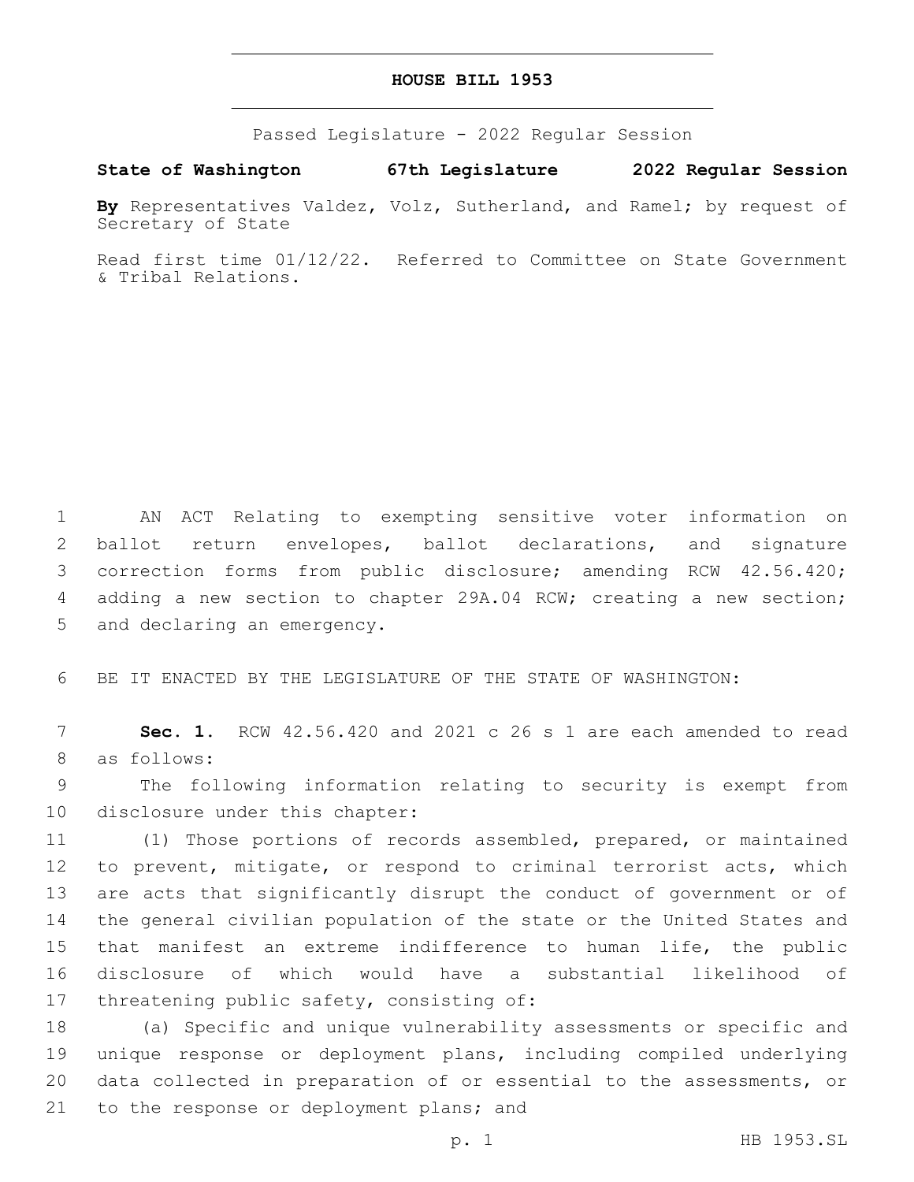# HOUSE BILL 1953

Passed Legislature - 2022 Regular Session

**State of Washington 67th Legislature 2022 Regular Session**

**By** Representatives Valdez, Volz, Sutherland, and Ramel; by request of Secretary of State

Read first time 01/12/22. Referred to Committee on State Government & Tribal Relations.

AN ACT Relating to exempting sensitive voter information on ballot return envelopes, ballot declarations, and signature correction forms from public disclosure; amending RCW 42.56.420; adding a new section to chapter 29A.04 RCW; creating a new section; and declaring an emergency.

BE IT ENACTED BY THE LEGISLATURE OF THE STATE OF WASHINGTON:

**Sec. 1.** RCW 42.56.420 and 2021 c 26 s 1 are each amended to read as follows:

The following information relating to security is exempt from disclosure under this chapter:

(1) Those portions of records assembled, prepared, or maintained to prevent, mitigate, or respond to criminal terrorist acts, which are acts that significantly disrupt the conduct of government or of the general civilian population of the state or the United States and that manifest an extreme indifference to human life, the public disclosure of which would have a substantial likelihood of threatening public safety, consisting of:

(a) Specific and unique vulnerability assessments or specific and unique response or deployment plans, including compiled underlying data collected in preparation of or essential to the assessments, or to the response or deployment plans; and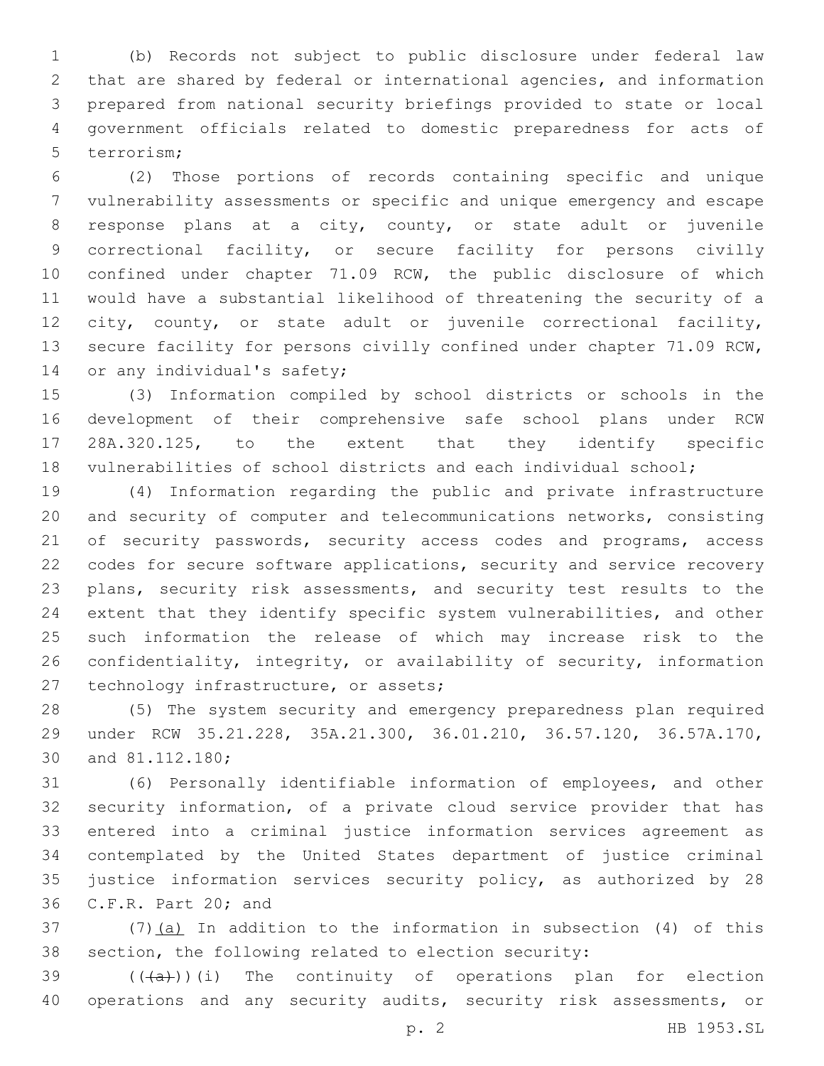(b) Records not subject to public disclosure under federal law that are shared by federal or international agencies, and information prepared from national security briefings provided to state or local government officials related to domestic preparedness for acts of terrorism;

(2) Those portions of records containing specific and unique vulnerability assessments or specific and unique emergency and escape response plans at a city, county, or state adult or juvenile correctional facility, or secure facility for persons civilly confined under chapter 71.09 RCW, the public disclosure of which would have a substantial likelihood of threatening the security of a city, county, or state adult or juvenile correctional facility, secure facility for persons civilly confined under chapter 71.09 RCW, or any individual's safety;

(3) Information compiled by school districts or schools in the development of their comprehensive safe school plans under RCW 28A.320.125, to the extent that they identify specific vulnerabilities of school districts and each individual school;

(4) Information regarding the public and private infrastructure and security of computer and telecommunications networks, consisting of security passwords, security access codes and programs, access codes for secure software applications, security and service recovery plans, security risk assessments, and security test results to the extent that they identify specific system vulnerabilities, and other such information the release of which may increase risk to the confidentiality, integrity, or availability of security, information technology infrastructure, or assets;

(5) The system security and emergency preparedness plan required under RCW 35.21.228, 35A.21.300, 36.01.210, 36.57.120, 36.57A.170, and 81.112.180;

(6) Personally identifiable information of employees, and other security information, of a private cloud service provider that has entered into a criminal justice information services agreement as contemplated by the United States department of justice criminal justice information services security policy, as authorized by 28 C.F.R. Part 20; and

(7)<u>(a)</u> In addition to the information in subsection (4) of this section, the following related to election security:

~~((a))~~<u>(i)</u> The continuity of operations plan for election operations and any security audits, security risk assessments, or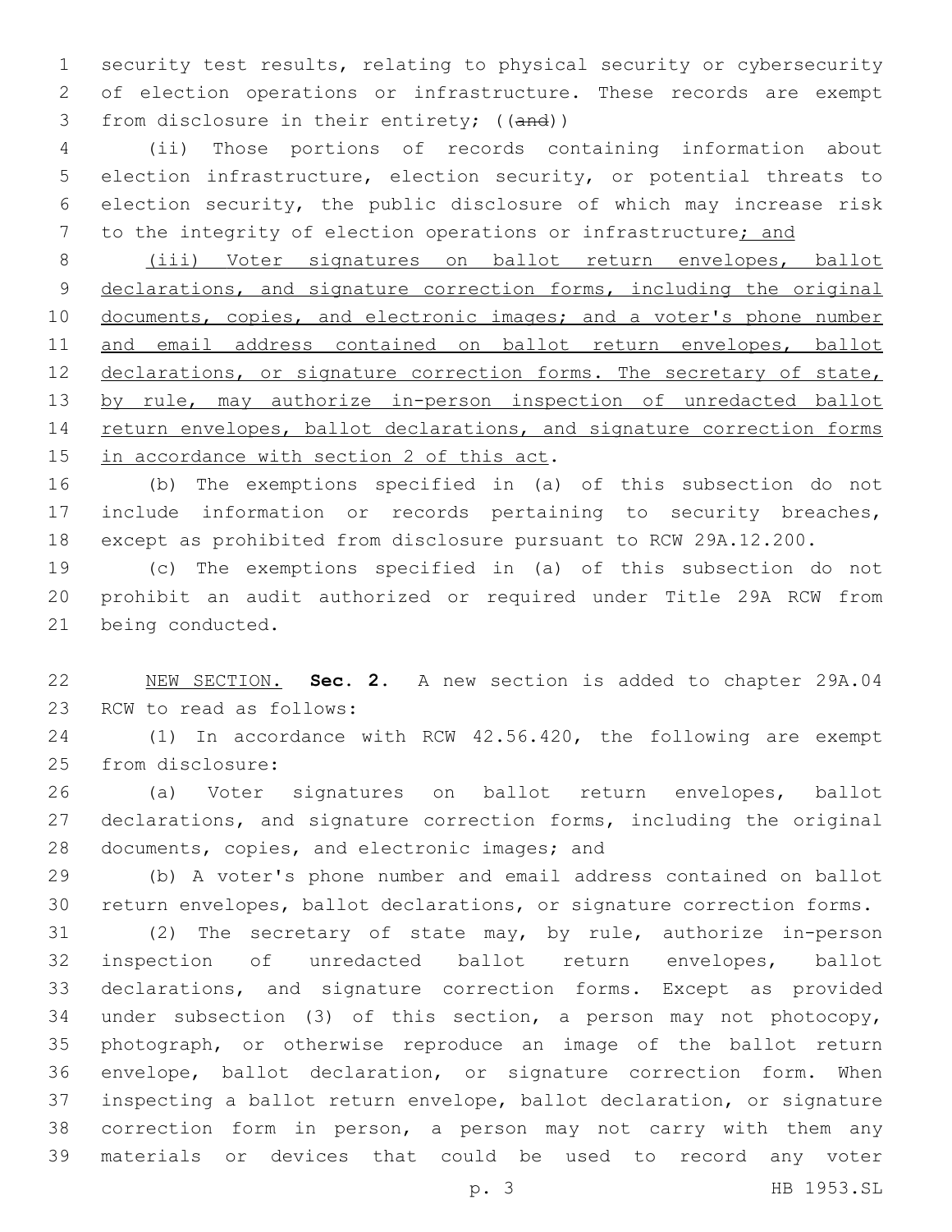security test results, relating to physical security or cybersecurity of election operations or infrastructure. These records are exempt from disclosure in their entirety; ((~~and~~))

(ii) Those portions of records containing information about election infrastructure, election security, or potential threats to election security, the public disclosure of which may increase risk to the integrity of election operations or infrastructure<u>; and</u>

<u>(iii) Voter signatures on ballot return envelopes, ballot declarations, and signature correction forms, including the original documents, copies, and electronic images; and a voter's phone number and email address contained on ballot return envelopes, ballot declarations, or signature correction forms. The secretary of state, by rule, may authorize in-person inspection of unredacted ballot return envelopes, ballot declarations, and signature correction forms in accordance with section 2 of this act</u>.

(b) The exemptions specified in (a) of this subsection do not include information or records pertaining to security breaches, except as prohibited from disclosure pursuant to RCW 29A.12.200.

(c) The exemptions specified in (a) of this subsection do not prohibit an audit authorized or required under Title 29A RCW from being conducted.

<u>NEW SECTION.</u> **Sec. 2.** A new section is added to chapter 29A.04 RCW to read as follows:

(1) In accordance with RCW 42.56.420, the following are exempt from disclosure:

(a) Voter signatures on ballot return envelopes, ballot declarations, and signature correction forms, including the original documents, copies, and electronic images; and

(b) A voter's phone number and email address contained on ballot return envelopes, ballot declarations, or signature correction forms.

(2) The secretary of state may, by rule, authorize in-person inspection of unredacted ballot return envelopes, ballot declarations, and signature correction forms. Except as provided under subsection (3) of this section, a person may not photocopy, photograph, or otherwise reproduce an image of the ballot return envelope, ballot declaration, or signature correction form. When inspecting a ballot return envelope, ballot declaration, or signature correction form in person, a person may not carry with them any materials or devices that could be used to record any voter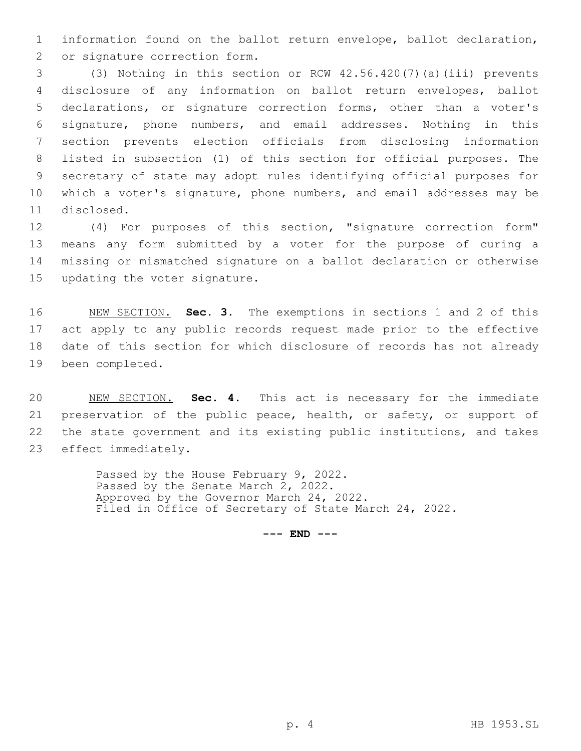information found on the ballot return envelope, ballot declaration, or signature correction form.

(3) Nothing in this section or RCW 42.56.420(7)(a)(iii) prevents disclosure of any information on ballot return envelopes, ballot declarations, or signature correction forms, other than a voter's signature, phone numbers, and email addresses. Nothing in this section prevents election officials from disclosing information listed in subsection (1) of this section for official purposes. The secretary of state may adopt rules identifying official purposes for which a voter's signature, phone numbers, and email addresses may be disclosed.

(4) For purposes of this section, "signature correction form" means any form submitted by a voter for the purpose of curing a missing or mismatched signature on a ballot declaration or otherwise updating the voter signature.

NEW SECTION. **Sec. 3.** The exemptions in sections 1 and 2 of this act apply to any public records request made prior to the effective date of this section for which disclosure of records has not already been completed.

NEW SECTION. **Sec. 4.** This act is necessary for the immediate preservation of the public peace, health, or safety, or support of the state government and its existing public institutions, and takes effect immediately.

Passed by the House February 9, 2022.
Passed by the Senate March 2, 2022.
Approved by the Governor March 24, 2022.
Filed in Office of Secretary of State March 24, 2022.

**--- END ---**